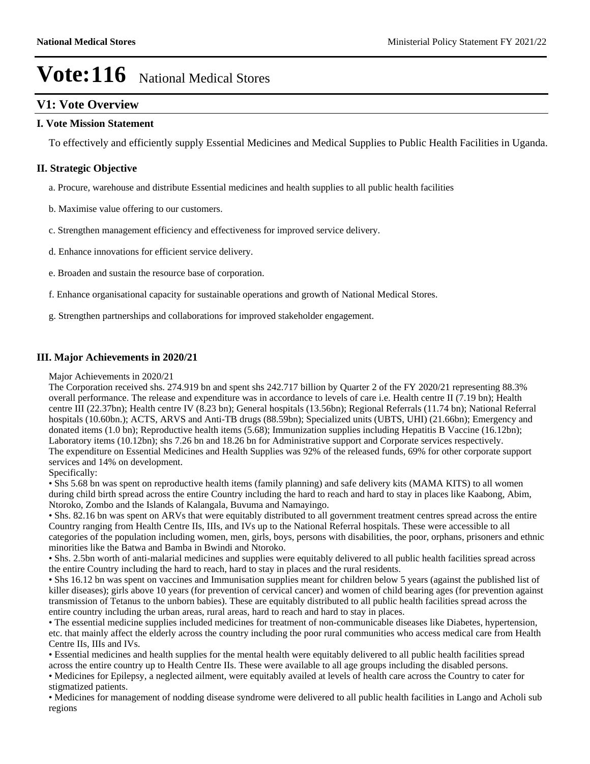# Vote:116 National Medical Stores

## V1: Vote Overview

### I. Vote Mission Statement

To effectively and efficiently supply Essential Medicines and Medical Supplies to Public Health Facilities in Uganda.

### II. Strategic Objective

a. Procure, warehouse and distribute Essential medicines and health supplies to all public health facilities

b. Maximise value offering to our customers.

c. Strengthen management efficiency and effectiveness for improved service delivery.

d. Enhance innovations for efficient service delivery.

e. Broaden and sustain the resource base of corporation.

f. Enhance organisational capacity for sustainable operations and growth of National Medical Stores.

g. Strengthen partnerships and collaborations for improved stakeholder engagement.

### III. Major Achievements in 2020/21

Major Achievements in 2020/21
The Corporation received shs. 274.919 bn and spent shs 242.717 billion by Quarter 2 of the FY 2020/21 representing 88.3% overall performance. The release and expenditure was in accordance to levels of care i.e. Health centre II (7.19 bn); Health centre III (22.37bn); Health centre IV (8.23 bn); General hospitals (13.56bn); Regional Referrals (11.74 bn); National Referral hospitals (10.60bn.); ACTS, ARVS and Anti-TB drugs (88.59bn); Specialized units (UBTS, UHI) (21.66bn); Emergency and donated items (1.0 bn); Reproductive health items (5.68); Immunization supplies including Hepatitis B Vaccine (16.12bn); Laboratory items (10.12bn); shs 7.26 bn and 18.26 bn for Administrative support and Corporate services respectively.
The expenditure on Essential Medicines and Health Supplies was 92% of the released funds, 69% for other corporate support services and 14% on development.
Specifically:

- Shs 5.68 bn was spent on reproductive health items (family planning) and safe delivery kits (MAMA KITS) to all women during child birth spread across the entire Country including the hard to reach and hard to stay in places like Kaabong, Abim, Ntoroko, Zombo and the Islands of Kalangala, Buvuma and Namayingo.
- Shs. 82.16 bn was spent on ARVs that were equitably distributed to all government treatment centres spread across the entire Country ranging from Health Centre IIs, IIIs, and IVs up to the National Referral hospitals. These were accessible to all categories of the population including women, men, girls, boys, persons with disabilities, the poor, orphans, prisoners and ethnic minorities like the Batwa and Bamba in Bwindi and Ntoroko.
- Shs. 2.5bn worth of anti-malarial medicines and supplies were equitably delivered to all public health facilities spread across the entire Country including the hard to reach, hard to stay in places and the rural residents.
- Shs 16.12 bn was spent on vaccines and Immunisation supplies meant for children below 5 years (against the published list of killer diseases); girls above 10 years (for prevention of cervical cancer) and women of child bearing ages (for prevention against transmission of Tetanus to the unborn babies). These are equitably distributed to all public health facilities spread across the entire country including the urban areas, rural areas, hard to reach and hard to stay in places.
- The essential medicine supplies included medicines for treatment of non-communicable diseases like Diabetes, hypertension, etc. that mainly affect the elderly across the country including the poor rural communities who access medical care from Health Centre IIs, IIIs and IVs.
- Essential medicines and health supplies for the mental health were equitably delivered to all public health facilities spread across the entire country up to Health Centre IIs. These were available to all age groups including the disabled persons.
- Medicines for Epilepsy, a neglected ailment, were equitably availed at levels of health care across the Country to cater for stigmatized patients.
- Medicines for management of nodding disease syndrome were delivered to all public health facilities in Lango and Acholi sub regions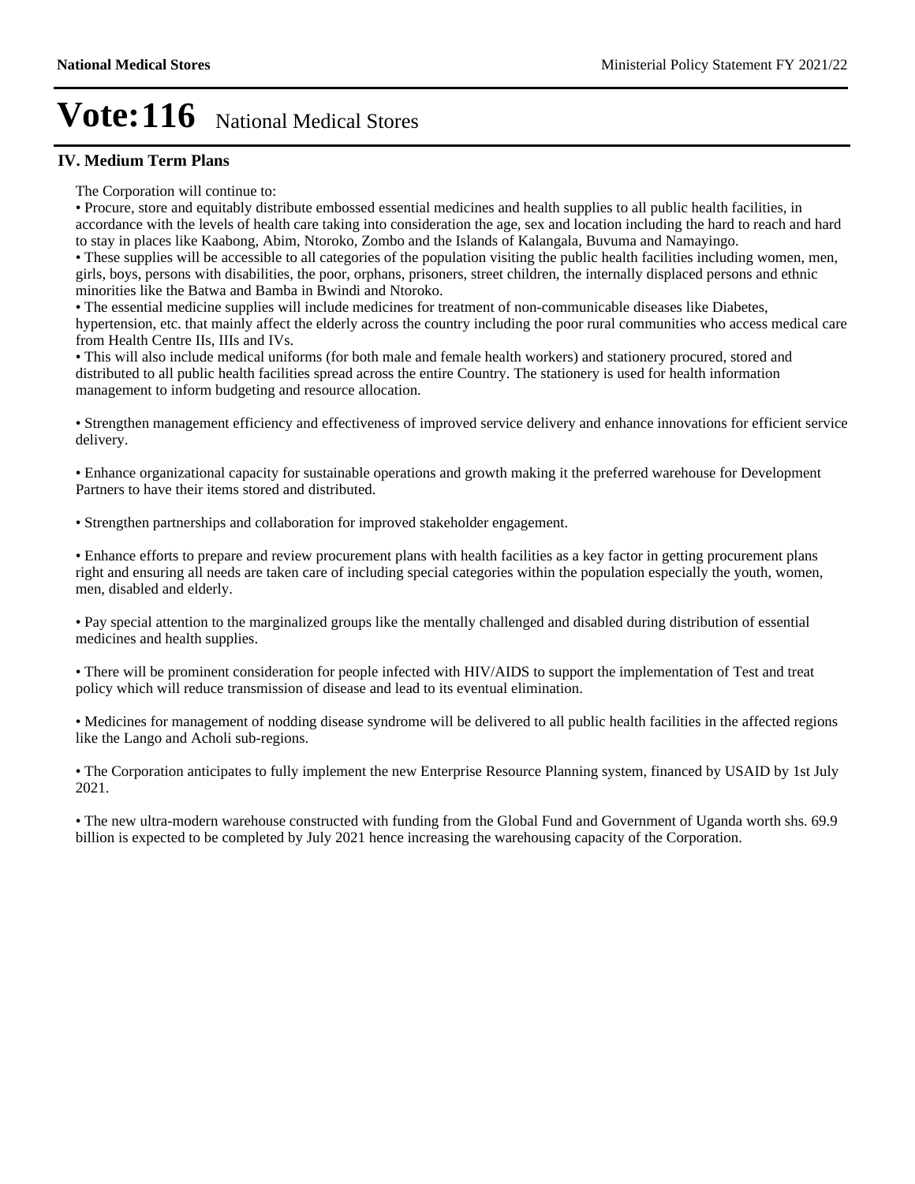# Vote:116 National Medical Stores

## IV. Medium Term Plans

The Corporation will continue to:

- Procure, store and equitably distribute embossed essential medicines and health supplies to all public health facilities, in accordance with the levels of health care taking into consideration the age, sex and location including the hard to reach and hard to stay in places like Kaabong, Abim, Ntoroko, Zombo and the Islands of Kalangala, Buvuma and Namayingo.
- These supplies will be accessible to all categories of the population visiting the public health facilities including women, men, girls, boys, persons with disabilities, the poor, orphans, prisoners, street children, the internally displaced persons and ethnic minorities like the Batwa and Bamba in Bwindi and Ntoroko.
- The essential medicine supplies will include medicines for treatment of non-communicable diseases like Diabetes, hypertension, etc. that mainly affect the elderly across the country including the poor rural communities who access medical care from Health Centre IIs, IIIs and IVs.
- This will also include medical uniforms (for both male and female health workers) and stationery procured, stored and distributed to all public health facilities spread across the entire Country. The stationery is used for health information management to inform budgeting and resource allocation.

- Strengthen management efficiency and effectiveness of improved service delivery and enhance innovations for efficient service delivery.

- Enhance organizational capacity for sustainable operations and growth making it the preferred warehouse for Development Partners to have their items stored and distributed.

- Strengthen partnerships and collaboration for improved stakeholder engagement.

- Enhance efforts to prepare and review procurement plans with health facilities as a key factor in getting procurement plans right and ensuring all needs are taken care of including special categories within the population especially the youth, women, men, disabled and elderly.

- Pay special attention to the marginalized groups like the mentally challenged and disabled during distribution of essential medicines and health supplies.

- There will be prominent consideration for people infected with HIV/AIDS to support the implementation of Test and treat policy which will reduce transmission of disease and lead to its eventual elimination.

- Medicines for management of nodding disease syndrome will be delivered to all public health facilities in the affected regions like the Lango and Acholi sub-regions.

- The Corporation anticipates to fully implement the new Enterprise Resource Planning system, financed by USAID by 1st July 2021.

- The new ultra-modern warehouse constructed with funding from the Global Fund and Government of Uganda worth shs. 69.9 billion is expected to be completed by July 2021 hence increasing the warehousing capacity of the Corporation.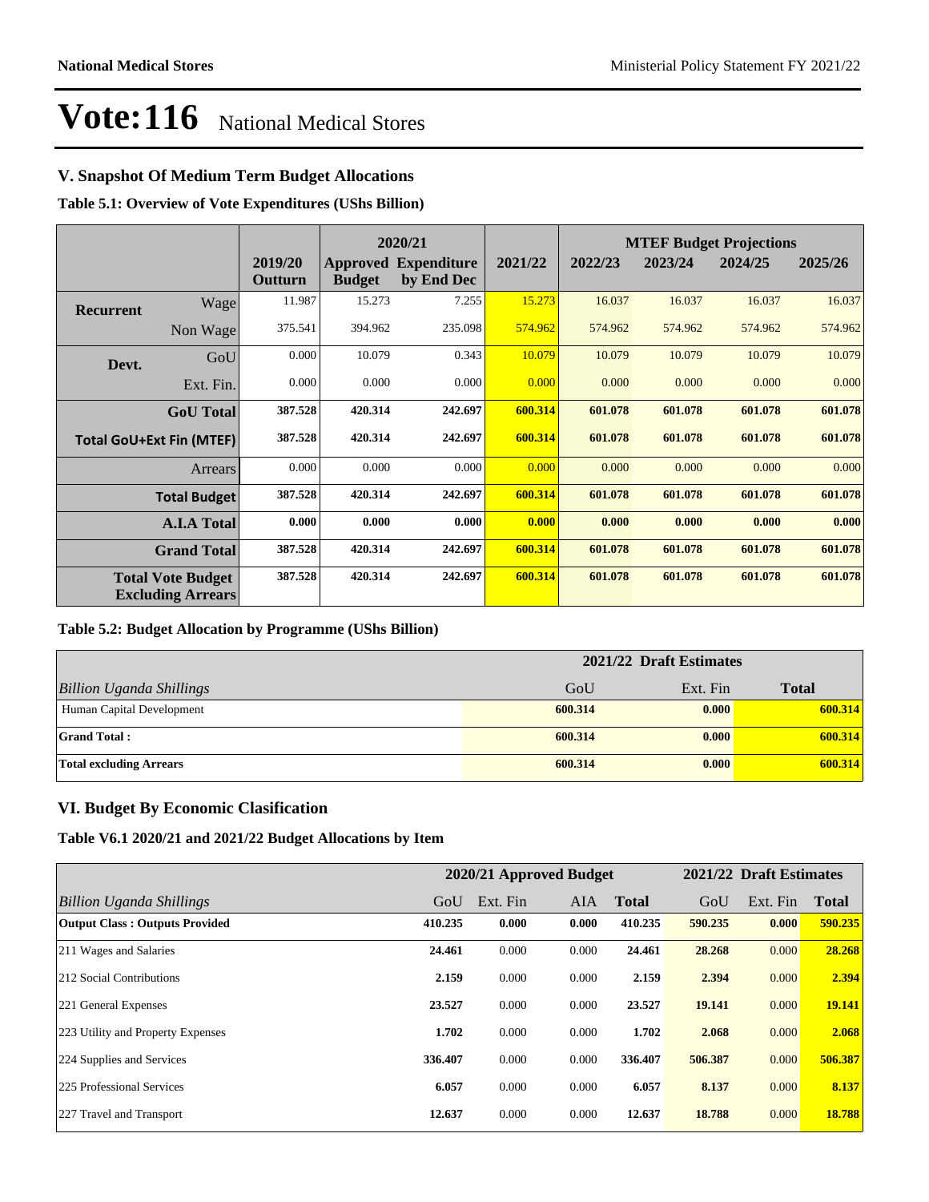# Vote:116 National Medical Stores

## V. Snapshot Of Medium Term Budget Allocations

**Table 5.1: Overview of Vote Expenditures (UShs Billion)**

| | | | 2020/21 | | | MTEF Budget Projections | | | |
|---|---|---|---|---|---|---|---|---|---|
| | | 2019/20 Outturn | Approved Budget | Expenditure by End Dec | 2021/22 | 2022/23 | 2023/24 | 2024/25 | 2025/26 |
| Recurrent | Wage | 11.987 | 15.273 | 7.255 | 15.273 | 16.037 | 16.037 | 16.037 | 16.037 |
| | Non Wage | 375.541 | 394.962 | 235.098 | 574.962 | 574.962 | 574.962 | 574.962 | 574.962 |
| Devt. | GoU | 0.000 | 10.079 | 0.343 | 10.079 | 10.079 | 10.079 | 10.079 | 10.079 |
| | Ext. Fin. | 0.000 | 0.000 | 0.000 | 0.000 | 0.000 | 0.000 | 0.000 | 0.000 |
| | **GoU Total** | **387.528** | **420.314** | **242.697** | **600.314** | **601.078** | **601.078** | **601.078** | **601.078** |
| **Total GoU+Ext Fin (MTEF)** | | **387.528** | **420.314** | **242.697** | **600.314** | **601.078** | **601.078** | **601.078** | **601.078** |
| | Arrears | 0.000 | 0.000 | 0.000 | 0.000 | 0.000 | 0.000 | 0.000 | 0.000 |
| | **Total Budget** | **387.528** | **420.314** | **242.697** | **600.314** | **601.078** | **601.078** | **601.078** | **601.078** |
| | **A.I.A Total** | **0.000** | **0.000** | **0.000** | **0.000** | **0.000** | **0.000** | **0.000** | **0.000** |
| | **Grand Total** | **387.528** | **420.314** | **242.697** | **600.314** | **601.078** | **601.078** | **601.078** | **601.078** |
| | **Total Vote Budget Excluding Arrears** | **387.528** | **420.314** | **242.697** | **600.314** | **601.078** | **601.078** | **601.078** | **601.078** |

**Table 5.2: Budget Allocation by Programme (UShs Billion)**

| | 2021/22 Draft Estimates | | |
|---|---|---|---|
| *Billion Uganda Shillings* | GoU | Ext. Fin | **Total** |
| Human Capital Development | **600.314** | **0.000** | **600.314** |
| **Grand Total :** | **600.314** | **0.000** | **600.314** |
| **Total excluding Arrears** | **600.314** | **0.000** | **600.314** |

## VI. Budget By Economic Clasification

**Table V6.1 2020/21 and 2021/22 Budget Allocations by Item**

| | 2020/21 Approved Budget | | | | 2021/22 Draft Estimates | | |
|---|---|---|---|---|---|---|---|
| *Billion Uganda Shillings* | GoU | Ext. Fin | AIA | **Total** | GoU | Ext. Fin | **Total** |
| **Output Class : Outputs Provided** | **410.235** | **0.000** | **0.000** | **410.235** | **590.235** | **0.000** | **590.235** |
| 211 Wages and Salaries | **24.461** | 0.000 | 0.000 | **24.461** | **28.268** | 0.000 | **28.268** |
| 212 Social Contributions | **2.159** | 0.000 | 0.000 | **2.159** | **2.394** | 0.000 | **2.394** |
| 221 General Expenses | **23.527** | 0.000 | 0.000 | **23.527** | **19.141** | 0.000 | **19.141** |
| 223 Utility and Property Expenses | **1.702** | 0.000 | 0.000 | **1.702** | **2.068** | 0.000 | **2.068** |
| 224 Supplies and Services | **336.407** | 0.000 | 0.000 | **336.407** | **506.387** | 0.000 | **506.387** |
| 225 Professional Services | **6.057** | 0.000 | 0.000 | **6.057** | **8.137** | 0.000 | **8.137** |
| 227 Travel and Transport | **12.637** | 0.000 | 0.000 | **12.637** | **18.788** | 0.000 | **18.788** |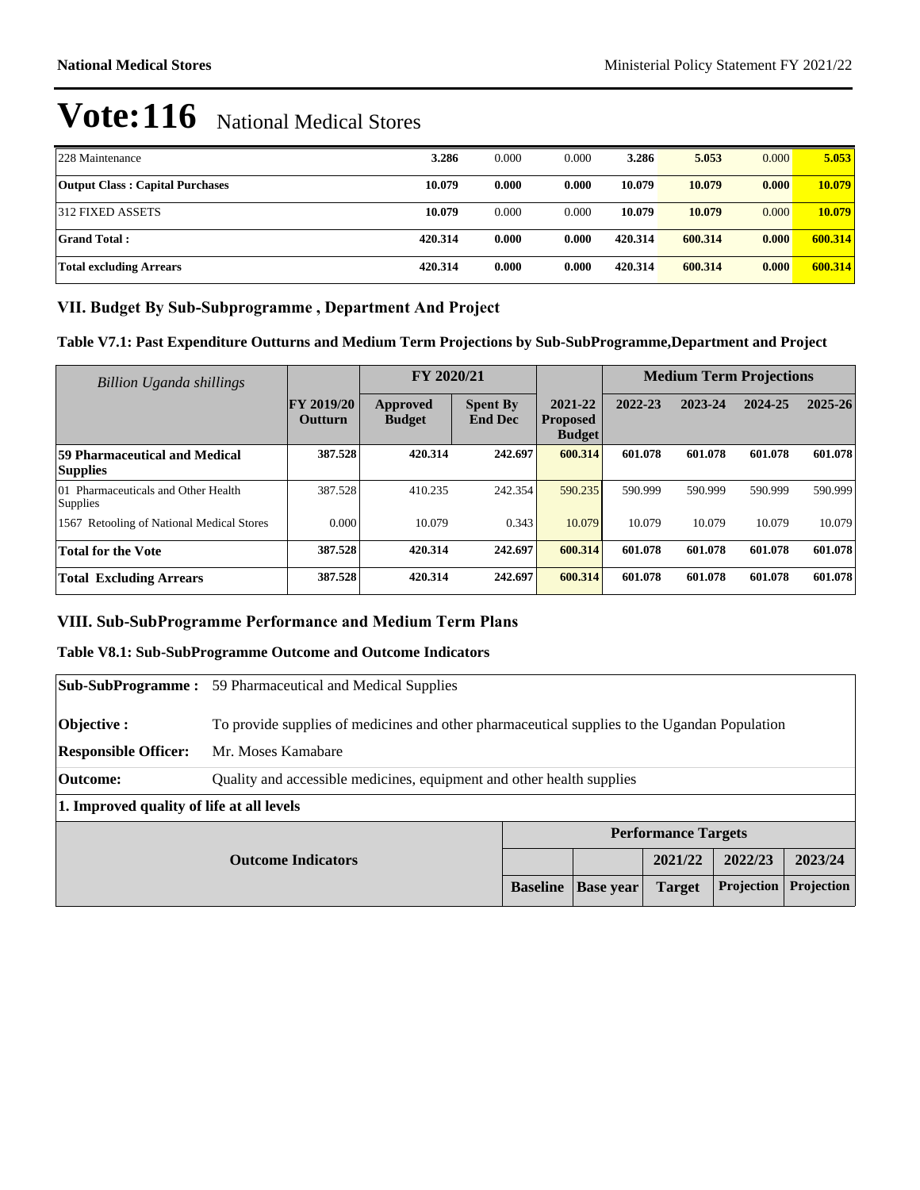# Vote:116 National Medical Stores

| | | | | | | | |
|---|---|---|---|---|---|---|---|
| 228 Maintenance | **3.286** | 0.000 | 0.000 | **3.286** | **5.053** | 0.000 | **5.053** |
| **Output Class : Capital Purchases** | **10.079** | **0.000** | **0.000** | **10.079** | **10.079** | **0.000** | **10.079** |
| 312 FIXED ASSETS | **10.079** | 0.000 | 0.000 | **10.079** | **10.079** | 0.000 | **10.079** |
| **Grand Total :** | **420.314** | **0.000** | **0.000** | **420.314** | **600.314** | **0.000** | **600.314** |
| **Total excluding Arrears** | **420.314** | **0.000** | **0.000** | **420.314** | **600.314** | **0.000** | **600.314** |

## VII. Budget By Sub-Subprogramme , Department And Project

### Table V7.1: Past Expenditure Outturns and Medium Term Projections by Sub-SubProgramme,Department and Project

| *Billion Uganda shillings* | | FY 2020/21 | | | Medium Term Projections | | | |
|---|---|---|---|---|---|---|---|---|
| | FY 2019/20 Outturn | Approved Budget | Spent By End Dec | 2021-22 Proposed Budget | 2022-23 | 2023-24 | 2024-25 | 2025-26 |
| **59 Pharmaceutical and Medical Supplies** | **387.528** | **420.314** | **242.697** | **600.314** | **601.078** | **601.078** | **601.078** | **601.078** |
| 01 Pharmaceuticals and Other Health Supplies | 387.528 | 410.235 | 242.354 | 590.235 | 590.999 | 590.999 | 590.999 | 590.999 |
| 1567 Retooling of National Medical Stores | 0.000 | 10.079 | 0.343 | 10.079 | 10.079 | 10.079 | 10.079 | 10.079 |
| **Total for the Vote** | **387.528** | **420.314** | **242.697** | **600.314** | **601.078** | **601.078** | **601.078** | **601.078** |
| **Total Excluding Arrears** | **387.528** | **420.314** | **242.697** | **600.314** | **601.078** | **601.078** | **601.078** | **601.078** |

## VIII. Sub-SubProgramme Performance and Medium Term Plans

### Table V8.1: Sub-SubProgramme Outcome and Outcome Indicators

| | |
|---|---|
| **Sub-SubProgramme :** | 59 Pharmaceutical and Medical Supplies |
| **Objective :** | To provide supplies of medicines and other pharmaceutical supplies to the Ugandan Population |
| **Responsible Officer:** | Mr. Moses Kamabare |
| **Outcome:** | Quality and accessible medicines, equipment and other health supplies |

**1. Improved quality of life at all levels**

| Outcome Indicators | Performance Targets | | | | |
|---|---|---|---|---|---|
| | | | 2021/22 | 2022/23 | 2023/24 |
| | Baseline | Base year | Target | Projection | Projection |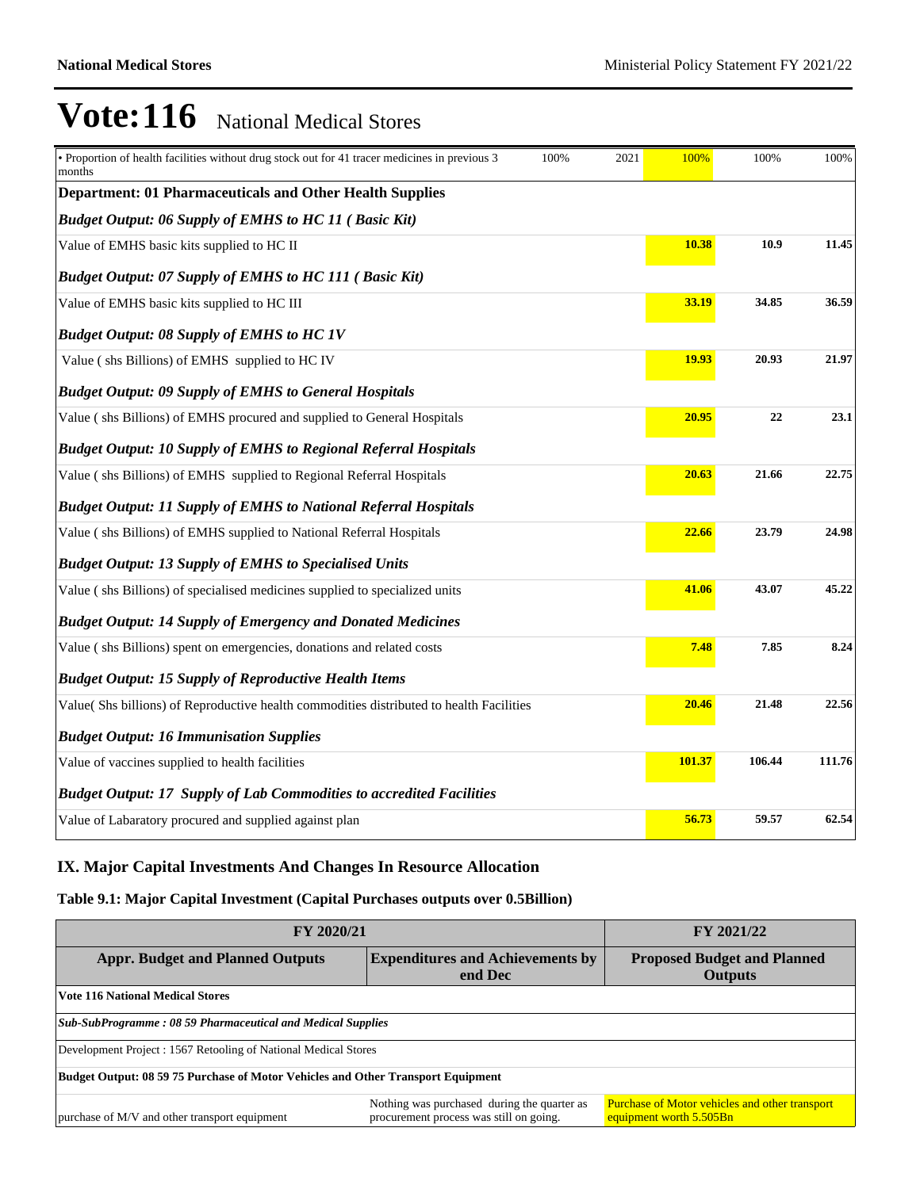# Vote:116 National Medical Stores

| | | | | | |
|---|---|---|---|---|---|
| • Proportion of health facilities without drug stock out for 41 tracer medicines in previous 3 months | 100% | 2021 | 100% | 100% | 100% |
| **Department: 01 Pharmaceuticals and Other Health Supplies** | | | | | |
| ***Budget Output: 06 Supply of EMHS to HC 11 ( Basic Kit)*** | | | | | |
| Value of EMHS basic kits supplied to HC II | | | **10.38** | **10.9** | **11.45** |
| ***Budget Output: 07 Supply of EMHS to HC 111 ( Basic Kit)*** | | | | | |
| Value of EMHS basic kits supplied to HC III | | | **33.19** | **34.85** | **36.59** |
| ***Budget Output: 08 Supply of EMHS to HC 1V*** | | | | | |
| Value ( shs Billions) of EMHS supplied to HC IV | | | **19.93** | **20.93** | **21.97** |
| ***Budget Output: 09 Supply of EMHS to General Hospitals*** | | | | | |
| Value ( shs Billions) of EMHS procured and supplied to General Hospitals | | | **20.95** | **22** | **23.1** |
| ***Budget Output: 10 Supply of EMHS to Regional Referral Hospitals*** | | | | | |
| Value ( shs Billions) of EMHS supplied to Regional Referral Hospitals | | | **20.63** | **21.66** | **22.75** |
| ***Budget Output: 11 Supply of EMHS to National Referral Hospitals*** | | | | | |
| Value ( shs Billions) of EMHS supplied to National Referral Hospitals | | | **22.66** | **23.79** | **24.98** |
| ***Budget Output: 13 Supply of EMHS to Specialised Units*** | | | | | |
| Value ( shs Billions) of specialised medicines supplied to specialized units | | | **41.06** | **43.07** | **45.22** |
| ***Budget Output: 14 Supply of Emergency and Donated Medicines*** | | | | | |
| Value ( shs Billions) spent on emergencies, donations and related costs | | | **7.48** | **7.85** | **8.24** |
| ***Budget Output: 15 Supply of Reproductive Health Items*** | | | | | |
| Value( Shs billions) of Reproductive health commodities distributed to health Facilities | | | **20.46** | **21.48** | **22.56** |
| ***Budget Output: 16 Immunisation Supplies*** | | | | | |
| Value of vaccines supplied to health facilities | | | **101.37** | **106.44** | **111.76** |
| ***Budget Output: 17 Supply of Lab Commodities to accredited Facilities*** | | | | | |
| Value of Labaratory procured and supplied against plan | | | **56.73** | **59.57** | **62.54** |

## IX. Major Capital Investments And Changes In Resource Allocation

### Table 9.1: Major Capital Investment (Capital Purchases outputs over 0.5Billion)

| FY 2020/21 | | FY 2021/22 |
|---|---|---|
| **Appr. Budget and Planned Outputs** | **Expenditures and Achievements by end Dec** | **Proposed Budget and Planned Outputs** |
| **Vote 116 National Medical Stores** | | |
| ***Sub-SubProgramme : 08 59 Pharmaceutical and Medical Supplies*** | | |
| Development Project : 1567 Retooling of National Medical Stores | | |
| **Budget Output: 08 59 75 Purchase of Motor Vehicles and Other Transport Equipment** | | |
| purchase of M/V and other transport equipment | Nothing was purchased during the quarter as procurement process was still on going. | Purchase of Motor vehicles and other transport equipment worth 5.505Bn |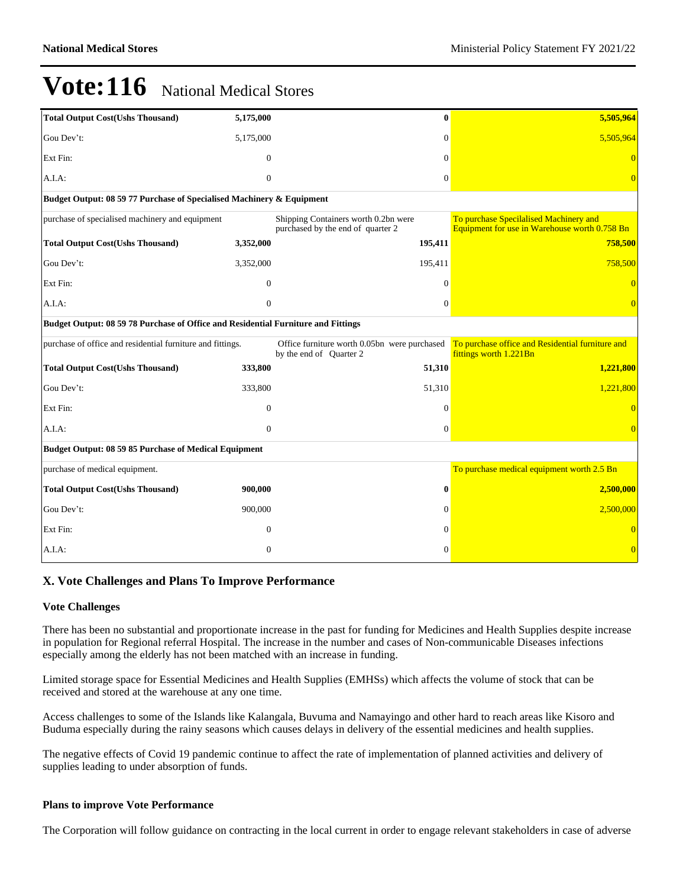# Vote:116 National Medical Stores

| | | | |
|---|---|---|---|
| **Total Output Cost(Ushs Thousand)** | **5,175,000** | **0** | **5,505,964** |
| Gou Dev't: | 5,175,000 | 0 | 5,505,964 |
| Ext Fin: | 0 | 0 | 0 |
| A.I.A: | 0 | 0 | 0 |
| **Budget Output: 08 59 77 Purchase of Specialised Machinery & Equipment** | | | |
| purchase of specialised machinery and equipment | | Shipping Containers worth 0.2bn were purchased by the end of quarter 2 | To purchase Specilalised Machinery and Equipment for use in Warehouse worth 0.758 Bn |
| **Total Output Cost(Ushs Thousand)** | **3,352,000** | **195,411** | **758,500** |
| Gou Dev't: | 3,352,000 | 195,411 | 758,500 |
| Ext Fin: | 0 | 0 | 0 |
| A.I.A: | 0 | 0 | 0 |
| **Budget Output: 08 59 78 Purchase of Office and Residential Furniture and Fittings** | | | |
| purchase of office and residential furniture and fittings. | | Office furniture worth 0.05bn were purchased by the end of Quarter 2 | To purchase office and Residential furniture and fittings worth 1.221Bn |
| **Total Output Cost(Ushs Thousand)** | **333,800** | **51,310** | **1,221,800** |
| Gou Dev't: | 333,800 | 51,310 | 1,221,800 |
| Ext Fin: | 0 | 0 | 0 |
| A.I.A: | 0 | 0 | 0 |
| **Budget Output: 08 59 85 Purchase of Medical Equipment** | | | |
| purchase of medical equipment. | | | To purchase medical equipment worth 2.5 Bn |
| **Total Output Cost(Ushs Thousand)** | **900,000** | **0** | **2,500,000** |
| Gou Dev't: | 900,000 | 0 | 2,500,000 |
| Ext Fin: | 0 | 0 | 0 |
| A.I.A: | 0 | 0 | 0 |

## X. Vote Challenges and Plans To Improve Performance

### Vote Challenges

There has been no substantial and proportionate increase in the past for funding for Medicines and Health Supplies despite increase in population for Regional referral Hospital. The increase in the number and cases of Non-communicable Diseases infections especially among the elderly has not been matched with an increase in funding.

Limited storage space for Essential Medicines and Health Supplies (EMHSs) which affects the volume of stock that can be received and stored at the warehouse at any one time.

Access challenges to some of the Islands like Kalangala, Buvuma and Namayingo and other hard to reach areas like Kisoro and Buduma especially during the rainy seasons which causes delays in delivery of the essential medicines and health supplies.

The negative effects of Covid 19 pandemic continue to affect the rate of implementation of planned activities and delivery of supplies leading to under absorption of funds.

### Plans to improve Vote Performance

The Corporation will follow guidance on contracting in the local current in order to engage relevant stakeholders in case of adverse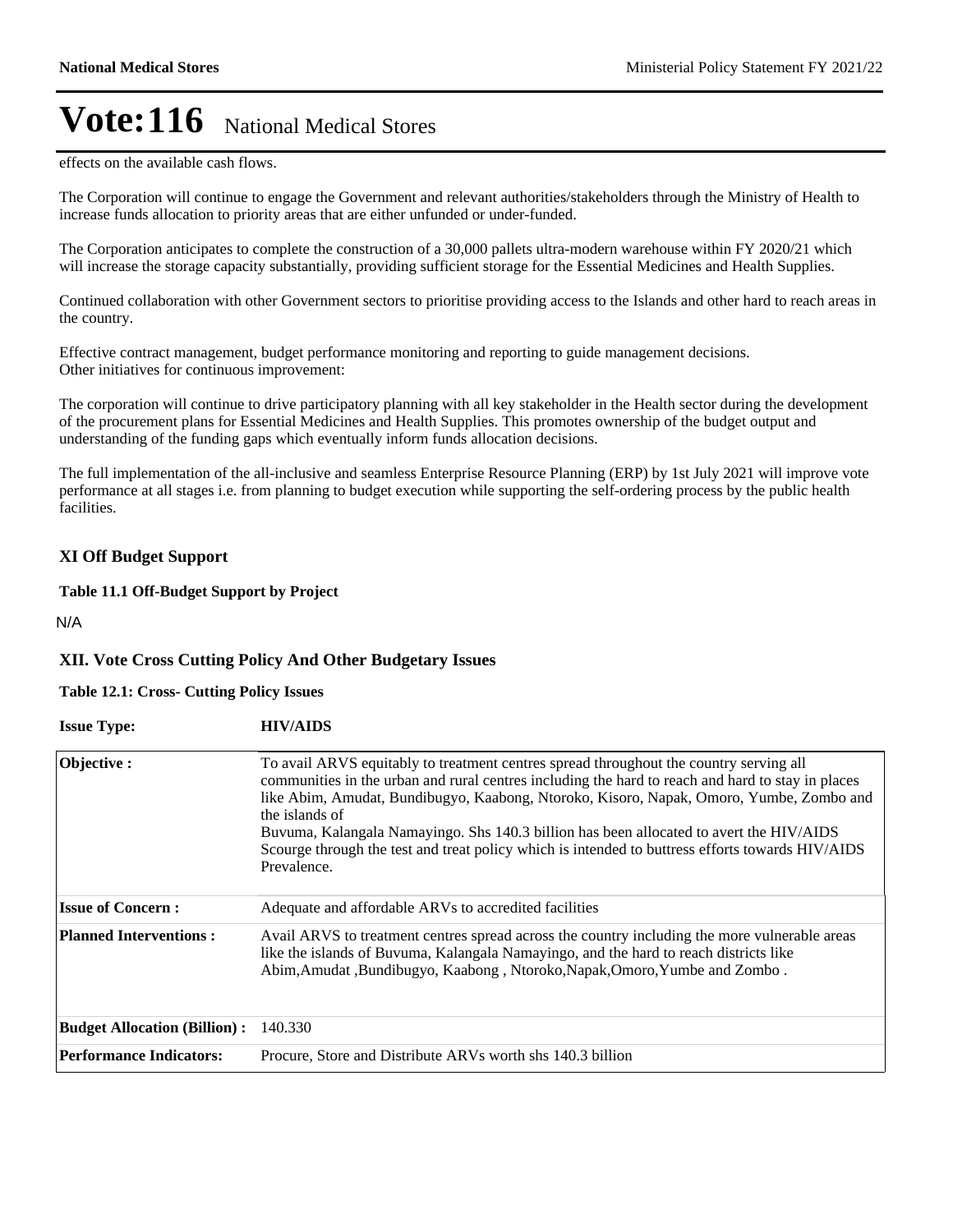# Vote:116 National Medical Stores

effects on the available cash flows.

The Corporation will continue to engage the Government and relevant authorities/stakeholders through the Ministry of Health to increase funds allocation to priority areas that are either unfunded or under-funded.

The Corporation anticipates to complete the construction of a 30,000 pallets ultra-modern warehouse within FY 2020/21 which will increase the storage capacity substantially, providing sufficient storage for the Essential Medicines and Health Supplies.

Continued collaboration with other Government sectors to prioritise providing access to the Islands and other hard to reach areas in the country.

Effective contract management, budget performance monitoring and reporting to guide management decisions.
Other initiatives for continuous improvement:

The corporation will continue to drive participatory planning with all key stakeholder in the Health sector during the development of the procurement plans for Essential Medicines and Health Supplies. This promotes ownership of the budget output and understanding of the funding gaps which eventually inform funds allocation decisions.

The full implementation of the all-inclusive and seamless Enterprise Resource Planning (ERP) by 1st July 2021 will improve vote performance at all stages i.e. from planning to budget execution while supporting the self-ordering process by the public health facilities.

## XI Off Budget Support

**Table 11.1 Off-Budget Support by Project**

N/A

## XII. Vote Cross Cutting Policy And Other Budgetary Issues

**Table 12.1: Cross- Cutting Policy Issues**

**Issue Type:** **HIV/AIDS**

| | |
|---|---|
| **Objective :** | To avail ARVS equitably to treatment centres spread throughout the country serving all communities in the urban and rural centres including the hard to reach and hard to stay in places like Abim, Amudat, Bundibugyo, Kaabong, Ntoroko, Kisoro, Napak, Omoro, Yumbe, Zombo and the islands of Buvuma, Kalangala Namayingo. Shs 140.3 billion has been allocated to avert the HIV/AIDS Scourge through the test and treat policy which is intended to buttress efforts towards HIV/AIDS Prevalence. |
| **Issue of Concern :** | Adequate and affordable ARVs to accredited facilities |
| **Planned Interventions :** | Avail ARVS to treatment centres spread across the country including the more vulnerable areas like the islands of Buvuma, Kalangala Namayingo, and the hard to reach districts like Abim,Amudat ,Bundibugyo, Kaabong , Ntoroko,Napak,Omoro,Yumbe and Zombo . |
| **Budget Allocation (Billion) :** | 140.330 |
| **Performance Indicators:** | Procure, Store and Distribute ARVs worth shs 140.3 billion |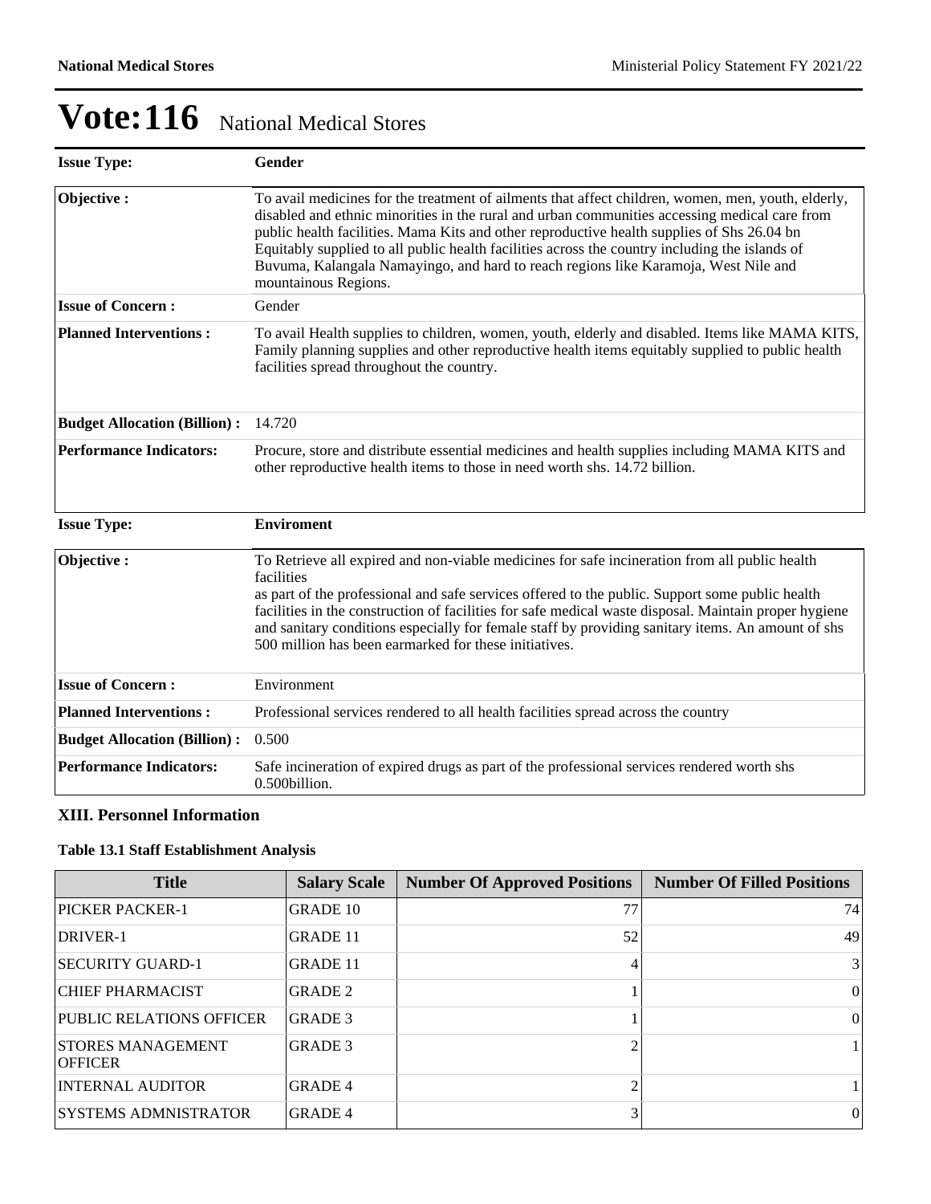# Vote:116 National Medical Stores

| **Issue Type:** | **Gender** |
|---|---|
| **Objective :** | To avail medicines for the treatment of ailments that affect children, women, men, youth, elderly, disabled and ethnic minorities in the rural and urban communities accessing medical care from public health facilities. Mama Kits and other reproductive health supplies of Shs 26.04 bn Equitably supplied to all public health facilities across the country including the islands of Buvuma, Kalangala Namayingo, and hard to reach regions like Karamoja, West Nile and mountainous Regions. |
| **Issue of Concern :** | Gender |
| **Planned Interventions :** | To avail Health supplies to children, women, youth, elderly and disabled. Items like MAMA KITS, Family planning supplies and other reproductive health items equitably supplied to public health facilities spread throughout the country. |
| **Budget Allocation (Billion) :** | 14.720 |
| **Performance Indicators:** | Procure, store and distribute essential medicines and health supplies including MAMA KITS and other reproductive health items to those in need worth shs. 14.72 billion. |

| **Issue Type:** | **Enviroment** |
|---|---|
| **Objective :** | To Retrieve all expired and non-viable medicines for safe incineration from all public health facilities as part of the professional and safe services offered to the public. Support some public health facilities in the construction of facilities for safe medical waste disposal. Maintain proper hygiene and sanitary conditions especially for female staff by providing sanitary items. An amount of shs 500 million has been earmarked for these initiatives. |
| **Issue of Concern :** | Environment |
| **Planned Interventions :** | Professional services rendered to all health facilities spread across the country |
| **Budget Allocation (Billion) :** | 0.500 |
| **Performance Indicators:** | Safe incineration of expired drugs as part of the professional services rendered worth shs 0.500billion. |

## XIII. Personnel Information

### Table 13.1 Staff Establishment Analysis

| Title | Salary Scale | Number Of Approved Positions | Number Of Filled Positions |
|---|---|---|---|
| PICKER PACKER-1 | GRADE 10 | 77 | 74 |
| DRIVER-1 | GRADE 11 | 52 | 49 |
| SECURITY GUARD-1 | GRADE 11 | 4 | 3 |
| CHIEF PHARMACIST | GRADE 2 | 1 | 0 |
| PUBLIC RELATIONS OFFICER | GRADE 3 | 1 | 0 |
| STORES MANAGEMENT OFFICER | GRADE 3 | 2 | 1 |
| INTERNAL AUDITOR | GRADE 4 | 2 | 1 |
| SYSTEMS ADMNISTRATOR | GRADE 4 | 3 | 0 |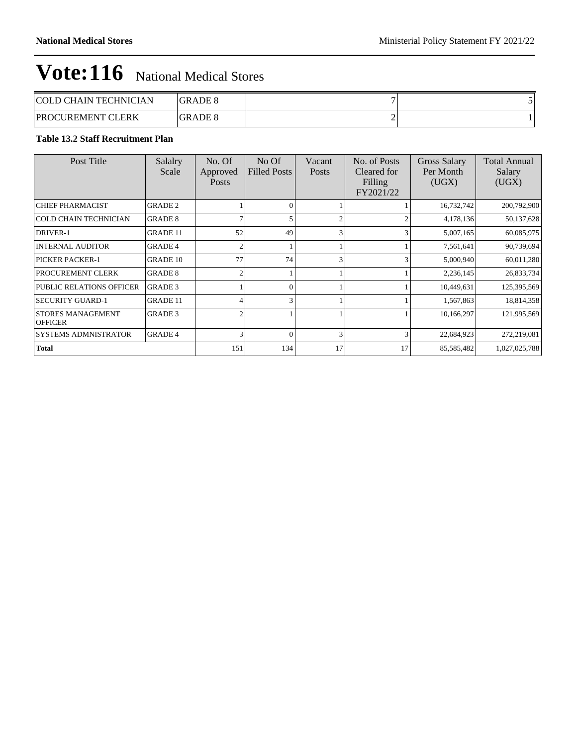# Vote:116 National Medical Stores

| | | | |
|---|---|---|---|
| COLD CHAIN TECHNICIAN | GRADE 8 | 7 | 5 |
| PROCUREMENT CLERK | GRADE 8 | 2 | 1 |

**Table 13.2 Staff Recruitment Plan**

| Post Title | Salalry Scale | No. Of Approved Posts | No Of Filled Posts | Vacant Posts | No. of Posts Cleared for Filling FY2021/22 | Gross Salary Per Month (UGX) | Total Annual Salary (UGX) |
|---|---|---|---|---|---|---|---|
| CHIEF PHARMACIST | GRADE 2 | 1 | 0 | 1 | 1 | 16,732,742 | 200,792,900 |
| COLD CHAIN TECHNICIAN | GRADE 8 | 7 | 5 | 2 | 2 | 4,178,136 | 50,137,628 |
| DRIVER-1 | GRADE 11 | 52 | 49 | 3 | 3 | 5,007,165 | 60,085,975 |
| INTERNAL AUDITOR | GRADE 4 | 2 | 1 | 1 | 1 | 7,561,641 | 90,739,694 |
| PICKER PACKER-1 | GRADE 10 | 77 | 74 | 3 | 3 | 5,000,940 | 60,011,280 |
| PROCUREMENT CLERK | GRADE 8 | 2 | 1 | 1 | 1 | 2,236,145 | 26,833,734 |
| PUBLIC RELATIONS OFFICER | GRADE 3 | 1 | 0 | 1 | 1 | 10,449,631 | 125,395,569 |
| SECURITY GUARD-1 | GRADE 11 | 4 | 3 | 1 | 1 | 1,567,863 | 18,814,358 |
| STORES MANAGEMENT OFFICER | GRADE 3 | 2 | 1 | 1 | 1 | 10,166,297 | 121,995,569 |
| SYSTEMS ADMNISTRATOR | GRADE 4 | 3 | 0 | 3 | 3 | 22,684,923 | 272,219,081 |
| **Total** | | 151 | 134 | 17 | 17 | 85,585,482 | 1,027,025,788 |